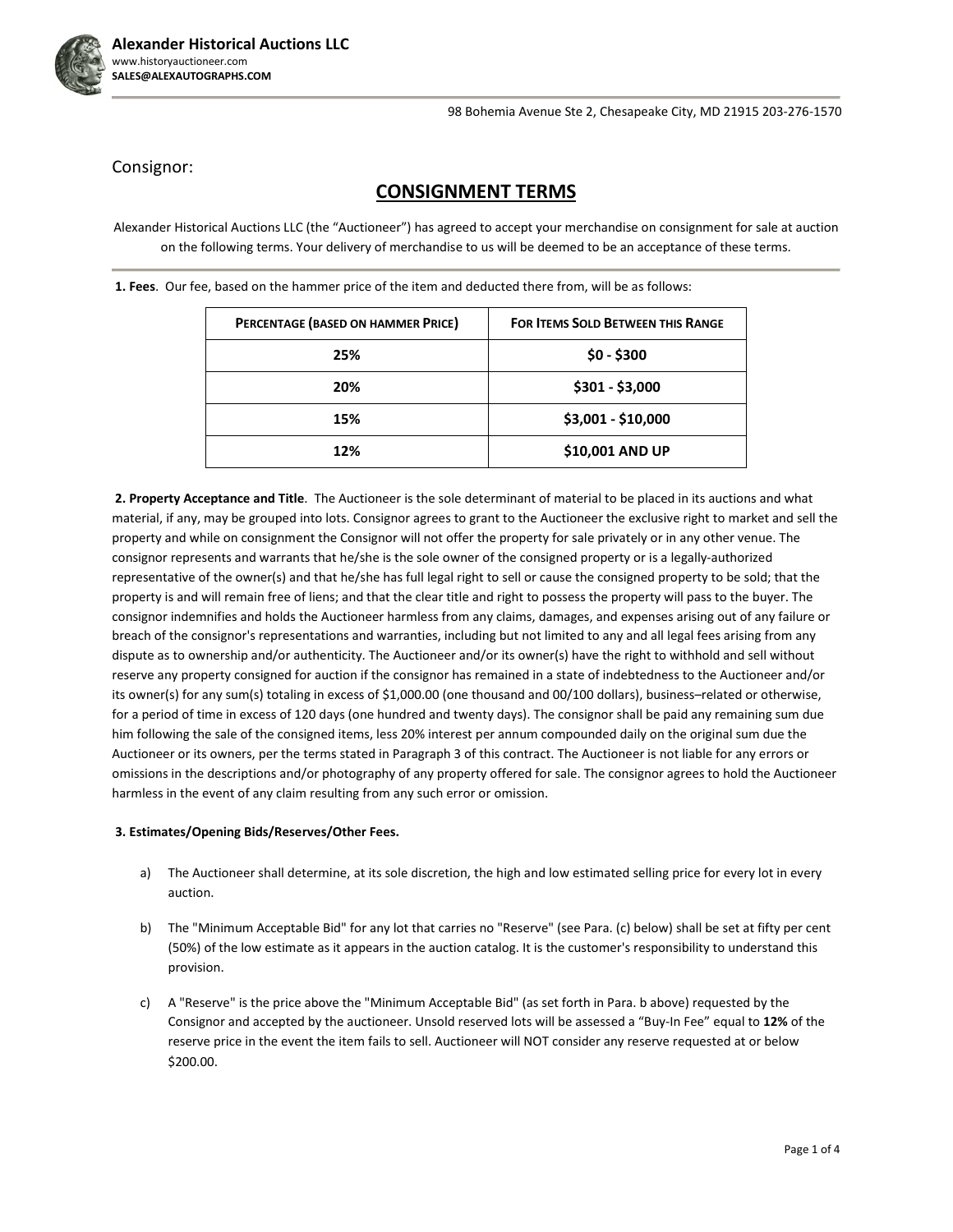**Alexander Historical Auctions LLC**
www.historyauctioneer.com
**SALES@ALEXAUTOGRAPHS.COM**

98 Bohemia Avenue Ste 2, Chesapeake City, MD 21915 203-276-1570

Consignor:

# CONSIGNMENT TERMS

Alexander Historical Auctions LLC (the "Auctioneer") has agreed to accept your merchandise on consignment for sale at auction on the following terms. Your delivery of merchandise to us will be deemed to be an acceptance of these terms.

**1. Fees**. Our fee, based on the hammer price of the item and deducted there from, will be as follows:

| PERCENTAGE (BASED ON HAMMER PRICE) | FOR ITEMS SOLD BETWEEN THIS RANGE |
|---|---|
| **25%** | **$0 - $300** |
| **20%** | **$301 - $3,000** |
| **15%** | **$3,001 - $10,000** |
| **12%** | **$10,001 AND UP** |

**2. Property Acceptance and Title**. The Auctioneer is the sole determinant of material to be placed in its auctions and what material, if any, may be grouped into lots. Consignor agrees to grant to the Auctioneer the exclusive right to market and sell the property and while on consignment the Consignor will not offer the property for sale privately or in any other venue. The consignor represents and warrants that he/she is the sole owner of the consigned property or is a legally-authorized representative of the owner(s) and that he/she has full legal right to sell or cause the consigned property to be sold; that the property is and will remain free of liens; and that the clear title and right to possess the property will pass to the buyer. The consignor indemnifies and holds the Auctioneer harmless from any claims, damages, and expenses arising out of any failure or breach of the consignor's representations and warranties, including but not limited to any and all legal fees arising from any dispute as to ownership and/or authenticity. The Auctioneer and/or its owner(s) have the right to withhold and sell without reserve any property consigned for auction if the consignor has remained in a state of indebtedness to the Auctioneer and/or its owner(s) for any sum(s) totaling in excess of $1,000.00 (one thousand and 00/100 dollars), business–related or otherwise, for a period of time in excess of 120 days (one hundred and twenty days). The consignor shall be paid any remaining sum due him following the sale of the consigned items, less 20% interest per annum compounded daily on the original sum due the Auctioneer or its owners, per the terms stated in Paragraph 3 of this contract. The Auctioneer is not liable for any errors or omissions in the descriptions and/or photography of any property offered for sale. The consignor agrees to hold the Auctioneer harmless in the event of any claim resulting from any such error or omission.

**3. Estimates/Opening Bids/Reserves/Other Fees.**

a) The Auctioneer shall determine, at its sole discretion, the high and low estimated selling price for every lot in every auction.

b) The "Minimum Acceptable Bid" for any lot that carries no "Reserve" (see Para. (c) below) shall be set at fifty per cent (50%) of the low estimate as it appears in the auction catalog. It is the customer's responsibility to understand this provision.

c) A "Reserve" is the price above the "Minimum Acceptable Bid" (as set forth in Para. b above) requested by the Consignor and accepted by the auctioneer. Unsold reserved lots will be assessed a "Buy-In Fee" equal to **12%** of the reserve price in the event the item fails to sell. Auctioneer will NOT consider any reserve requested at or below $200.00.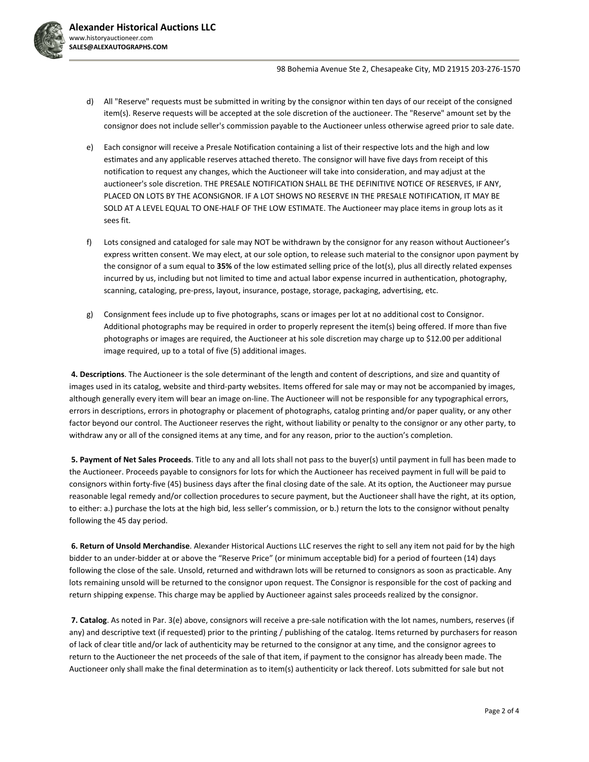d) All "Reserve" requests must be submitted in writing by the consignor within ten days of our receipt of the consigned item(s). Reserve requests will be accepted at the sole discretion of the auctioneer. The "Reserve" amount set by the consignor does not include seller's commission payable to the Auctioneer unless otherwise agreed prior to sale date.

e) Each consignor will receive a Presale Notification containing a list of their respective lots and the high and low estimates and any applicable reserves attached thereto. The consignor will have five days from receipt of this notification to request any changes, which the Auctioneer will take into consideration, and may adjust at the auctioneer's sole discretion. THE PRESALE NOTIFICATION SHALL BE THE DEFINITIVE NOTICE OF RESERVES, IF ANY, PLACED ON LOTS BY THE ACONSIGNOR. IF A LOT SHOWS NO RESERVE IN THE PRESALE NOTIFICATION, IT MAY BE SOLD AT A LEVEL EQUAL TO ONE-HALF OF THE LOW ESTIMATE. The Auctioneer may place items in group lots as it sees fit.

f) Lots consigned and cataloged for sale may NOT be withdrawn by the consignor for any reason without Auctioneer's express written consent. We may elect, at our sole option, to release such material to the consignor upon payment by the consignor of a sum equal to **35%** of the low estimated selling price of the lot(s), plus all directly related expenses incurred by us, including but not limited to time and actual labor expense incurred in authentication, photography, scanning, cataloging, pre-press, layout, insurance, postage, storage, packaging, advertising, etc.

g) Consignment fees include up to five photographs, scans or images per lot at no additional cost to Consignor. Additional photographs may be required in order to properly represent the item(s) being offered. If more than five photographs or images are required, the Auctioneer at his sole discretion may charge up to $12.00 per additional image required, up to a total of five (5) additional images.

**4. Descriptions**. The Auctioneer is the sole determinant of the length and content of descriptions, and size and quantity of images used in its catalog, website and third-party websites. Items offered for sale may or may not be accompanied by images, although generally every item will bear an image on-line. The Auctioneer will not be responsible for any typographical errors, errors in descriptions, errors in photography or placement of photographs, catalog printing and/or paper quality, or any other factor beyond our control. The Auctioneer reserves the right, without liability or penalty to the consignor or any other party, to withdraw any or all of the consigned items at any time, and for any reason, prior to the auction's completion.

**5. Payment of Net Sales Proceeds**. Title to any and all lots shall not pass to the buyer(s) until payment in full has been made to the Auctioneer. Proceeds payable to consignors for lots for which the Auctioneer has received payment in full will be paid to consignors within forty-five (45) business days after the final closing date of the sale. At its option, the Auctioneer may pursue reasonable legal remedy and/or collection procedures to secure payment, but the Auctioneer shall have the right, at its option, to either: a.) purchase the lots at the high bid, less seller's commission, or b.) return the lots to the consignor without penalty following the 45 day period.

**6. Return of Unsold Merchandise**. Alexander Historical Auctions LLC reserves the right to sell any item not paid for by the high bidder to an under-bidder at or above the "Reserve Price" (or minimum acceptable bid) for a period of fourteen (14) days following the close of the sale. Unsold, returned and withdrawn lots will be returned to consignors as soon as practicable. Any lots remaining unsold will be returned to the consignor upon request. The Consignor is responsible for the cost of packing and return shipping expense. This charge may be applied by Auctioneer against sales proceeds realized by the consignor.

**7. Catalog**. As noted in Par. 3(e) above, consignors will receive a pre-sale notification with the lot names, numbers, reserves (if any) and descriptive text (if requested) prior to the printing / publishing of the catalog. Items returned by purchasers for reason of lack of clear title and/or lack of authenticity may be returned to the consignor at any time, and the consignor agrees to return to the Auctioneer the net proceeds of the sale of that item, if payment to the consignor has already been made. The Auctioneer only shall make the final determination as to item(s) authenticity or lack thereof. Lots submitted for sale but not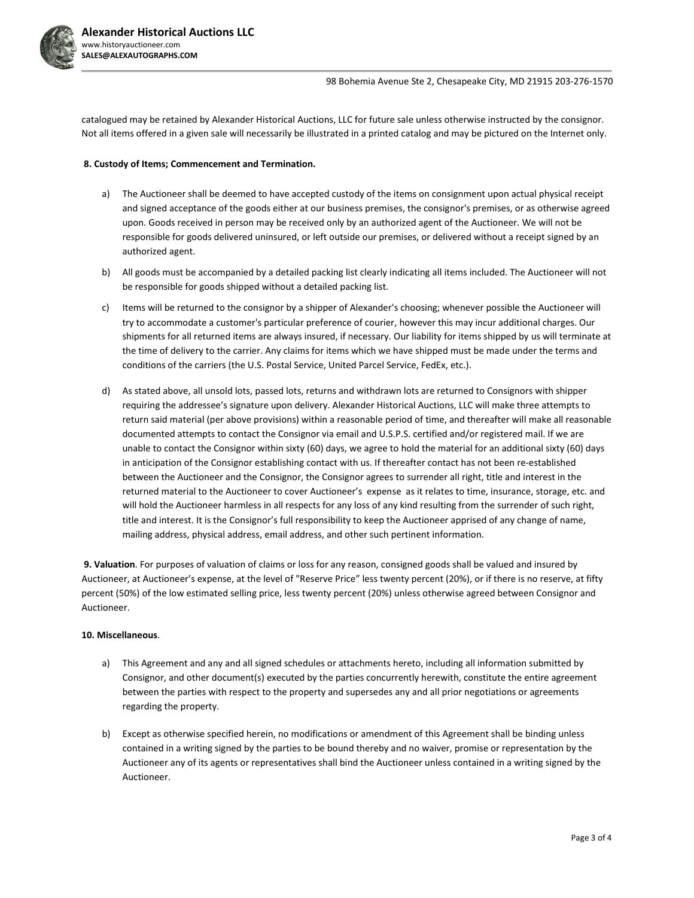catalogued may be retained by Alexander Historical Auctions, LLC for future sale unless otherwise instructed by the consignor. Not all items offered in a given sale will necessarily be illustrated in a printed catalog and may be pictured on the Internet only.

**8. Custody of Items; Commencement and Termination.**

a) The Auctioneer shall be deemed to have accepted custody of the items on consignment upon actual physical receipt and signed acceptance of the goods either at our business premises, the consignor's premises, or as otherwise agreed upon. Goods received in person may be received only by an authorized agent of the Auctioneer. We will not be responsible for goods delivered uninsured, or left outside our premises, or delivered without a receipt signed by an authorized agent.

b) All goods must be accompanied by a detailed packing list clearly indicating all items included. The Auctioneer will not be responsible for goods shipped without a detailed packing list.

c) Items will be returned to the consignor by a shipper of Alexander's choosing; whenever possible the Auctioneer will try to accommodate a customer's particular preference of courier, however this may incur additional charges. Our shipments for all returned items are always insured, if necessary. Our liability for items shipped by us will terminate at the time of delivery to the carrier. Any claims for items which we have shipped must be made under the terms and conditions of the carriers (the U.S. Postal Service, United Parcel Service, FedEx, etc.).

d) As stated above, all unsold lots, passed lots, returns and withdrawn lots are returned to Consignors with shipper requiring the addressee's signature upon delivery. Alexander Historical Auctions, LLC will make three attempts to return said material (per above provisions) within a reasonable period of time, and thereafter will make all reasonable documented attempts to contact the Consignor via email and U.S.P.S. certified and/or registered mail. If we are unable to contact the Consignor within sixty (60) days, we agree to hold the material for an additional sixty (60) days in anticipation of the Consignor establishing contact with us. If thereafter contact has not been re-established between the Auctioneer and the Consignor, the Consignor agrees to surrender all right, title and interest in the returned material to the Auctioneer to cover Auctioneer's expense as it relates to time, insurance, storage, etc. and will hold the Auctioneer harmless in all respects for any loss of any kind resulting from the surrender of such right, title and interest. It is the Consignor's full responsibility to keep the Auctioneer apprised of any change of name, mailing address, physical address, email address, and other such pertinent information.

**9. Valuation**. For purposes of valuation of claims or loss for any reason, consigned goods shall be valued and insured by Auctioneer, at Auctioneer's expense, at the level of "Reserve Price" less twenty percent (20%), or if there is no reserve, at fifty percent (50%) of the low estimated selling price, less twenty percent (20%) unless otherwise agreed between Consignor and Auctioneer.

**10. Miscellaneous**.

a) This Agreement and any and all signed schedules or attachments hereto, including all information submitted by Consignor, and other document(s) executed by the parties concurrently herewith, constitute the entire agreement between the parties with respect to the property and supersedes any and all prior negotiations or agreements regarding the property.

b) Except as otherwise specified herein, no modifications or amendment of this Agreement shall be binding unless contained in a writing signed by the parties to be bound thereby and no waiver, promise or representation by the Auctioneer any of its agents or representatives shall bind the Auctioneer unless contained in a writing signed by the Auctioneer.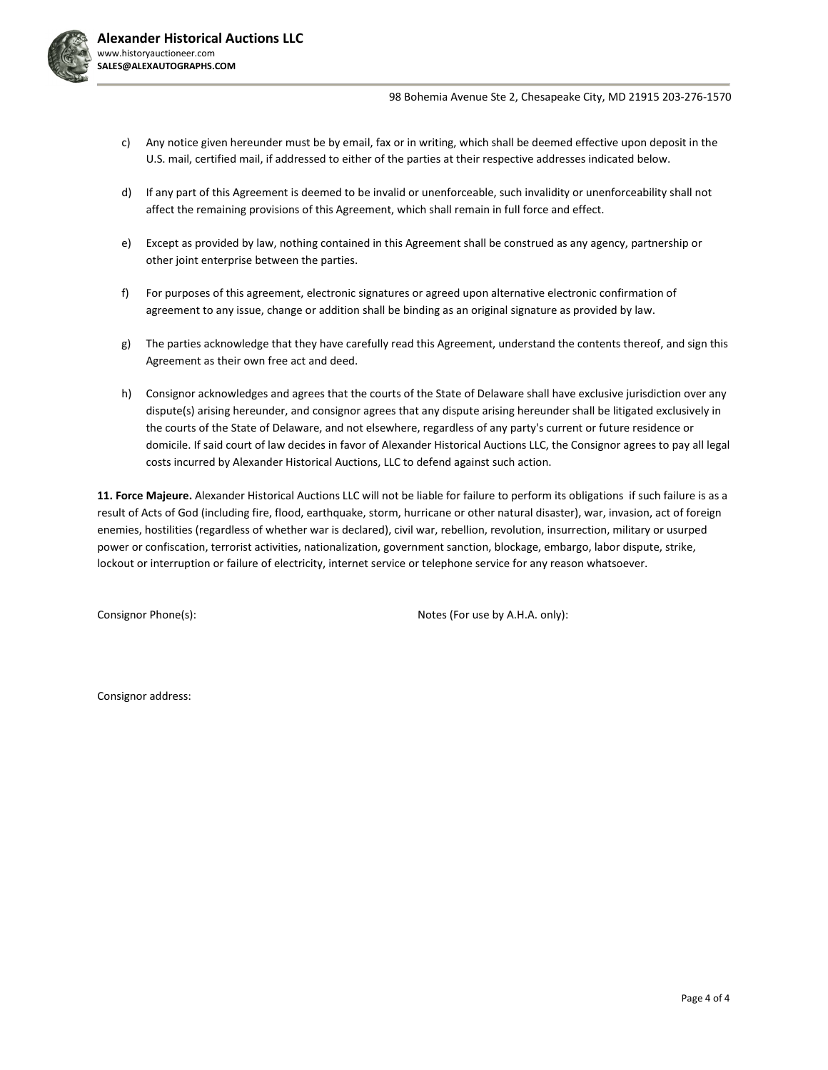c) Any notice given hereunder must be by email, fax or in writing, which shall be deemed effective upon deposit in the U.S. mail, certified mail, if addressed to either of the parties at their respective addresses indicated below.

d) If any part of this Agreement is deemed to be invalid or unenforceable, such invalidity or unenforceability shall not affect the remaining provisions of this Agreement, which shall remain in full force and effect.

e) Except as provided by law, nothing contained in this Agreement shall be construed as any agency, partnership or other joint enterprise between the parties.

f) For purposes of this agreement, electronic signatures or agreed upon alternative electronic confirmation of agreement to any issue, change or addition shall be binding as an original signature as provided by law.

g) The parties acknowledge that they have carefully read this Agreement, understand the contents thereof, and sign this Agreement as their own free act and deed.

h) Consignor acknowledges and agrees that the courts of the State of Delaware shall have exclusive jurisdiction over any dispute(s) arising hereunder, and consignor agrees that any dispute arising hereunder shall be litigated exclusively in the courts of the State of Delaware, and not elsewhere, regardless of any party's current or future residence or domicile. If said court of law decides in favor of Alexander Historical Auctions LLC, the Consignor agrees to pay all legal costs incurred by Alexander Historical Auctions, LLC to defend against such action.

**11. Force Majeure.** Alexander Historical Auctions LLC will not be liable for failure to perform its obligations if such failure is as a result of Acts of God (including fire, flood, earthquake, storm, hurricane or other natural disaster), war, invasion, act of foreign enemies, hostilities (regardless of whether war is declared), civil war, rebellion, revolution, insurrection, military or usurped power or confiscation, terrorist activities, nationalization, government sanction, blockage, embargo, labor dispute, strike, lockout or interruption or failure of electricity, internet service or telephone service for any reason whatsoever.

Consignor Phone(s):

Notes (For use by A.H.A. only):

Consignor address: